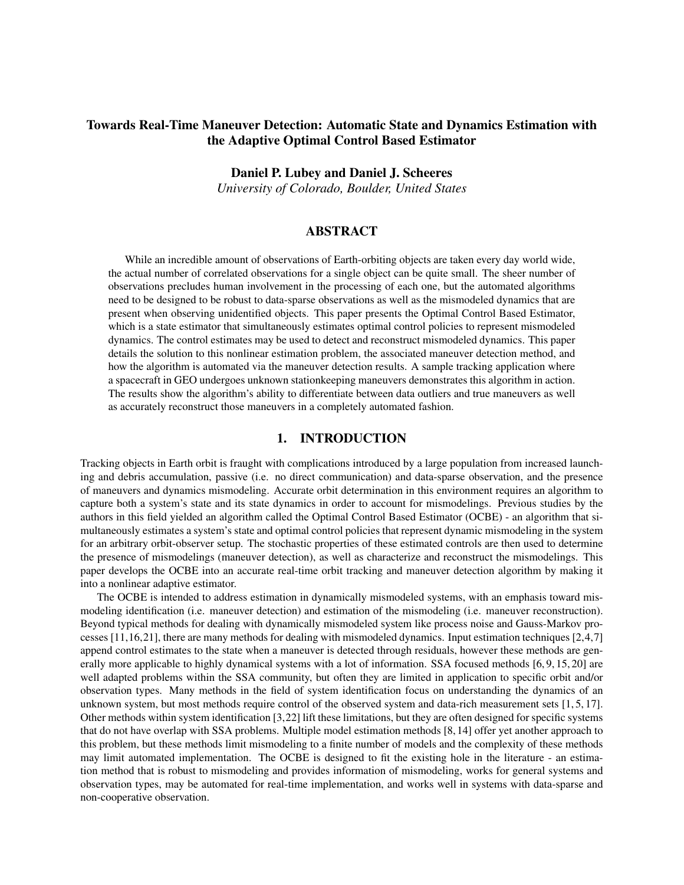# Towards Real-Time Maneuver Detection: Automatic State and Dynamics Estimation with the Adaptive Optimal Control Based Estimator

**Daniel P. Lubey and Daniel J. Scheeres**

*University of Colorado, Boulder, United States*

## ABSTRACT

While an incredible amount of observations of Earth-orbiting objects are taken every day world wide, the actual number of correlated observations for a single object can be quite small. The sheer number of observations precludes human involvement in the processing of each one, but the automated algorithms need to be designed to be robust to data-sparse observations as well as the mismodeled dynamics that are present when observing unidentified objects. This paper presents the Optimal Control Based Estimator, which is a state estimator that simultaneously estimates optimal control policies to represent mismodeled dynamics. The control estimates may be used to detect and reconstruct mismodeled dynamics. This paper details the solution to this nonlinear estimation problem, the associated maneuver detection method, and how the algorithm is automated via the maneuver detection results. A sample tracking application where a spacecraft in GEO undergoes unknown stationkeeping maneuvers demonstrates this algorithm in action. The results show the algorithm's ability to differentiate between data outliers and true maneuvers as well as accurately reconstruct those maneuvers in a completely automated fashion.

## 1. INTRODUCTION

Tracking objects in Earth orbit is fraught with complications introduced by a large population from increased launching and debris accumulation, passive (i.e. no direct communication) and data-sparse observation, and the presence of maneuvers and dynamics mismodeling. Accurate orbit determination in this environment requires an algorithm to capture both a system's state and its state dynamics in order to account for mismodelings. Previous studies by the authors in this field yielded an algorithm called the Optimal Control Based Estimator (OCBE) - an algorithm that simultaneously estimates a system's state and optimal control policies that represent dynamic mismodeling in the system for an arbitrary orbit-observer setup. The stochastic properties of these estimated controls are then used to determine the presence of mismodelings (maneuver detection), as well as characterize and reconstruct the mismodelings. This paper develops the OCBE into an accurate real-time orbit tracking and maneuver detection algorithm by making it into a nonlinear adaptive estimator.

The OCBE is intended to address estimation in dynamically mismodeled systems, with an emphasis toward mismodeling identification (i.e. maneuver detection) and estimation of the mismodeling (i.e. maneuver reconstruction). Beyond typical methods for dealing with dynamically mismodeled system like process noise and Gauss-Markov processes [11,16,21], there are many methods for dealing with mismodeled dynamics. Input estimation techniques [2,4,7] append control estimates to the state when a maneuver is detected through residuals, however these methods are generally more applicable to highly dynamical systems with a lot of information. SSA focused methods [6,9,15,20] are well adapted problems within the SSA community, but often they are limited in application to specific orbit and/or observation types. Many methods in the field of system identification focus on understanding the dynamics of an unknown system, but most methods require control of the observed system and data-rich measurement sets [1,5,17]. Other methods within system identification [3,22] lift these limitations, but they are often designed for specific systems that do not have overlap with SSA problems. Multiple model estimation methods [8,14] offer yet another approach to this problem, but these methods limit mismodeling to a finite number of models and the complexity of these methods may limit automated implementation. The OCBE is designed to fit the existing hole in the literature - an estimation method that is robust to mismodeling and provides information of mismodeling, works for general systems and observation types, may be automated for real-time implementation, and works well in systems with data-sparse and non-cooperative observation.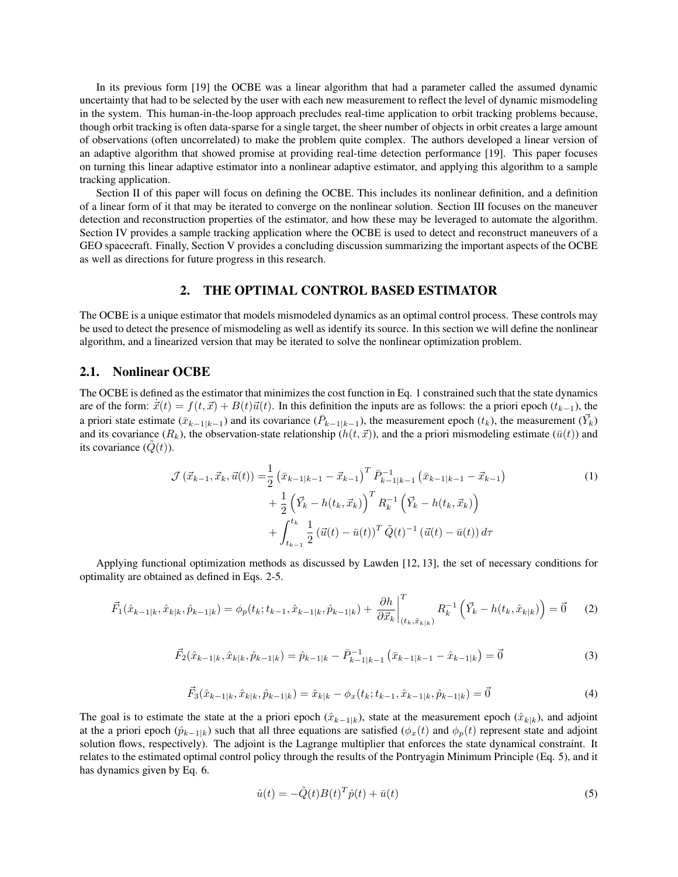In its previous form [19] the OCBE was a linear algorithm that had a parameter called the assumed dynamic uncertainty that had to be selected by the user with each new measurement to reflect the level of dynamic mismodeling in the system. This human-in-the-loop approach precludes real-time application to orbit tracking problems because, though orbit tracking is often data-sparse for a single target, the sheer number of objects in orbit creates a large amount of observations (often uncorrelated) to make the problem quite complex. The authors developed a linear version of an adaptive algorithm that showed promise at providing real-time detection performance [19]. This paper focuses on turning this linear adaptive estimator into a nonlinear adaptive estimator, and applying this algorithm to a sample tracking application.

Section II of this paper will focus on defining the OCBE. This includes its nonlinear definition, and a definition of a linear form of it that may be iterated to converge on the nonlinear solution. Section III focuses on the maneuver detection and reconstruction properties of the estimator, and how these may be leveraged to automate the algorithm. Section IV provides a sample tracking application where the OCBE is used to detect and reconstruct maneuvers of a GEO spacecraft. Finally, Section V provides a concluding discussion summarizing the important aspects of the OCBE as well as directions for future progress in this research.

## 2. THE OPTIMAL CONTROL BASED ESTIMATOR

The OCBE is a unique estimator that models mismodeled dynamics as an optimal control process. These controls may be used to detect the presence of mismodeling as well as identify its source. In this section we will define the nonlinear algorithm, and a linearized version that may be iterated to solve the nonlinear optimization problem.

### 2.1. Nonlinear OCBE

The OCBE is defined as the estimator that minimizes the cost function in Eq. 1 constrained such that the state dynamics are of the form: $\dot{\vec{x}}(t) = f(t, \vec{x}) + B(t)\vec{u}(t)$. In this definition the inputs are as follows: the a priori epoch ($t_{k-1}$), the a priori state estimate ($\bar{x}_{k-1|k-1}$) and its covariance ($\bar{P}_{k-1|k-1}$), the measurement epoch ($t_k$), the measurement ($\vec{Y}_k$) and its covariance ($R_k$), the observation-state relationship ($h(t, \vec{x})$), and the a priori mismodeling estimate ($\bar{u}(t)$) and its covariance ($\tilde{Q}(t)$).

$$
\begin{aligned}
\mathcal{J}\left(\vec{x}_{k-1}, \vec{x}_k, \vec{u}(t)\right) =& \frac{1}{2}\left(\bar{x}_{k-1|k-1} - \vec{x}_{k-1}\right)^T \bar{P}_{k-1|k-1}^{-1}\left(\bar{x}_{k-1|k-1} - \vec{x}_{k-1}\right) \\
&+ \frac{1}{2}\left(\vec{Y}_k - h(t_k, \vec{x}_k)\right)^T R_k^{-1}\left(\vec{Y}_k - h(t_k, \vec{x}_k)\right) \\
&+ \int_{t_{k-1}}^{t_k} \frac{1}{2}\left(\vec{u}(t) - \bar{u}(t)\right)^T \tilde{Q}(t)^{-1}\left(\vec{u}(t) - \bar{u}(t)\right) d\tau
\end{aligned} \tag{1}
$$

Applying functional optimization methods as discussed by Lawden [12, 13], the set of necessary conditions for optimality are obtained as defined in Eqs. 2-5.

$$
\vec{F}_1(\hat{x}_{k-1|k}, \hat{x}_{k|k}, \hat{p}_{k-1|k}) = \phi_p(t_k; t_{k-1}, \hat{x}_{k-1|k}, \hat{p}_{k-1|k}) + \left.\frac{\partial h}{\partial \vec{x}_k}\right|_{(t_k, \hat{x}_{k|k})}^T R_k^{-1}\left(\vec{Y}_k - h(t_k, \hat{x}_{k|k})\right) = \vec{0} \tag{2}
$$

$$
\vec{F}_2(\hat{x}_{k-1|k}, \hat{x}_{k|k}, \hat{p}_{k-1|k}) = \hat{p}_{k-1|k} - \bar{P}_{k-1|k-1}^{-1}\left(\bar{x}_{k-1|k-1} - \hat{x}_{k-1|k}\right) = \vec{0} \tag{3}
$$

$$
\vec{F}_3(\hat{x}_{k-1|k}, \hat{x}_{k|k}, \hat{p}_{k-1|k}) = \hat{x}_{k|k} - \phi_x(t_k; t_{k-1}, \hat{x}_{k-1|k}, \hat{p}_{k-1|k}) = \vec{0} \tag{4}
$$

The goal is to estimate the state at the a priori epoch ($\hat{x}_{k-1|k}$), state at the measurement epoch ($\hat{x}_{k|k}$), and adjoint at the a priori epoch ($\hat{p}_{k-1|k}$) such that all three equations are satisfied ($\phi_x(t)$ and $\phi_p(t)$ represent state and adjoint solution flows, respectively). The adjoint is the Lagrange multiplier that enforces the state dynamical constraint. It relates to the estimated optimal control policy through the results of the Pontryagin Minimum Principle (Eq. 5), and it has dynamics given by Eq. 6.

$$
\hat{u}(t) = -\tilde{Q}(t)B(t)^T\hat{p}(t) + \bar{u}(t) \tag{5}
$$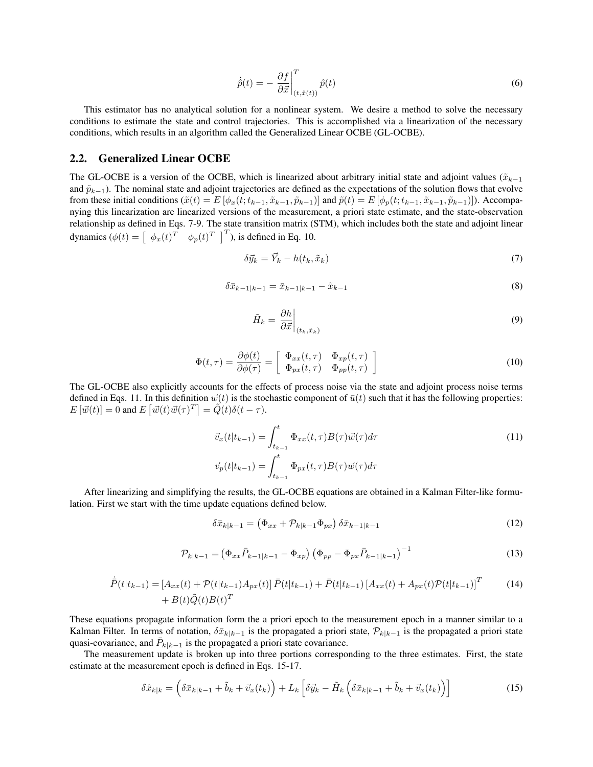$$\dot{\hat{p}}(t) = -\left.\frac{\partial f}{\partial \vec{x}}\right|_{(t,\hat{x}(t))}^{T} \hat{p}(t) \tag{6}$$

This estimator has no analytical solution for a nonlinear system. We desire a method to solve the necessary conditions to estimate the state and control trajectories. This is accomplished via a linearization of the necessary conditions, which results in an algorithm called the Generalized Linear OCBE (GL-OCBE).

## 2.2. Generalized Linear OCBE

The GL-OCBE is a version of the OCBE, which is linearized about arbitrary initial state and adjoint values ($\tilde{x}_{k-1}$ and $\tilde{p}_{k-1}$). The nominal state and adjoint trajectories are defined as the expectations of the solution flows that evolve from these initial conditions ($\tilde{x}(t) = E\left[\phi_x(t; t_{k-1}, \tilde{x}_{k-1}, \tilde{p}_{k-1})\right]$ and $\tilde{p}(t) = E\left[\phi_p(t; t_{k-1}, \tilde{x}_{k-1}, \tilde{p}_{k-1})\right]$). Accompanying this linearization are linearized versions of the measurement, a priori state estimate, and the state-observation relationship as defined in Eqs. 7-9. The state transition matrix (STM), which includes both the state and adjoint linear dynamics ($\phi(t) = \left[\begin{array}{cc} \phi_x(t)^T & \phi_p(t)^T \end{array}\right]^T$), is defined in Eq. 10.

$$\delta\vec{y}_k = \vec{Y}_k - h(t_k, \tilde{x}_k) \tag{7}$$

$$\delta\bar{x}_{k-1|k-1} = \bar{x}_{k-1|k-1} - \tilde{x}_{k-1} \tag{8}$$

$$\tilde{H}_k = \left.\frac{\partial h}{\partial \vec{x}}\right|_{(t_k,\tilde{x}_k)} \tag{9}$$

$$\Phi(t,\tau) = \frac{\partial \phi(t)}{\partial \phi(\tau)} = \left[\begin{array}{cc} \Phi_{xx}(t,\tau) & \Phi_{xp}(t,\tau) \\ \Phi_{px}(t,\tau) & \Phi_{pp}(t,\tau) \end{array}\right] \tag{10}$$

The GL-OCBE also explicitly accounts for the effects of process noise via the state and adjoint process noise terms defined in Eqs. 11. In this definition $\vec{w}(t)$ is the stochastic component of $\bar{u}(t)$ such that it has the following properties: $E\left[\vec{w}(t)\right] = 0$ and $E\left[\vec{w}(t)\vec{w}(\tau)^T\right] = \tilde{Q}(t)\delta(t-\tau)$.

$$\begin{aligned} \vec{v}_x(t|t_{k-1}) &= \int_{t_{k-1}}^{t} \Phi_{xx}(t,\tau)B(\tau)\vec{w}(\tau)d\tau \\ \vec{v}_p(t|t_{k-1}) &= \int_{t_{k-1}}^{t} \Phi_{px}(t,\tau)B(\tau)\vec{w}(\tau)d\tau \end{aligned} \tag{11}$$

After linearizing and simplifying the results, the GL-OCBE equations are obtained in a Kalman Filter-like formulation. First we start with the time update equations defined below.

$$\delta\bar{x}_{k|k-1} = \left(\Phi_{xx} + \mathcal{P}_{k|k-1}\Phi_{px}\right)\delta\bar{x}_{k-1|k-1} \tag{12}$$

$$\mathcal{P}_{k|k-1} = \left(\Phi_{xx}\bar{P}_{k-1|k-1} - \Phi_{xp}\right)\left(\Phi_{pp} - \Phi_{px}\bar{P}_{k-1|k-1}\right)^{-1} \tag{13}$$

$$\begin{aligned} \dot{\bar{P}}(t|t_{k-1}) = &\left[A_{xx}(t) + \mathcal{P}(t|t_{k-1})A_{px}(t)\right]\bar{P}(t|t_{k-1}) + \bar{P}(t|t_{k-1})\left[A_{xx}(t) + A_{px}(t)\mathcal{P}(t|t_{k-1})\right]^T \\ &+ B(t)\tilde{Q}(t)B(t)^T \end{aligned} \tag{14}$$

These equations propagate information form the a priori epoch to the measurement epoch in a manner similar to a Kalman Filter. In terms of notation, $\delta\bar{x}_{k|k-1}$ is the propagated a priori state, $\mathcal{P}_{k|k-1}$ is the propagated a priori state quasi-covariance, and $\bar{P}_{k|k-1}$ is the propagated a priori state covariance.

The measurement update is broken up into three portions corresponding to the three estimates. First, the state estimate at the measurement epoch is defined in Eqs. 15-17.

$$\delta\hat{x}_{k|k} = \left(\delta\bar{x}_{k|k-1} + \tilde{b}_k + \vec{v}_x(t_k)\right) + L_k\left[\delta\vec{y}_k - \tilde{H}_k\left(\delta\bar{x}_{k|k-1} + \tilde{b}_k + \vec{v}_x(t_k)\right)\right] \tag{15}$$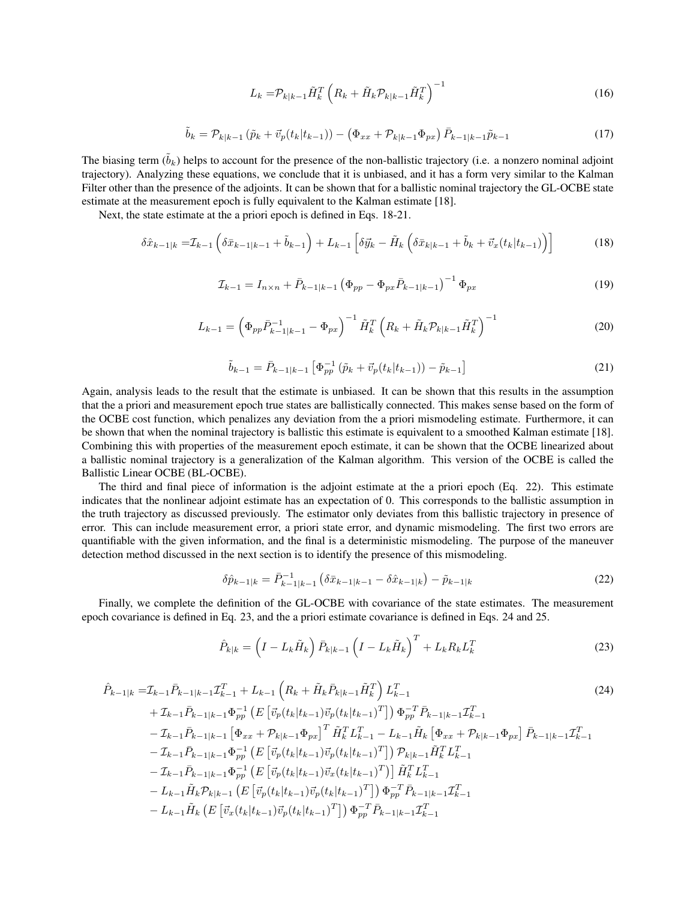$$L_k = \mathcal{P}_{k|k-1} \tilde{H}_k^T \left( R_k + \tilde{H}_k \mathcal{P}_{k|k-1} \tilde{H}_k^T \right)^{-1} \tag{16}$$

$$\tilde{b}_k = \mathcal{P}_{k|k-1} \left( \tilde{p}_k + \vec{v}_p(t_k|t_{k-1}) \right) - \left( \Phi_{xx} + \mathcal{P}_{k|k-1} \Phi_{px} \right) \bar{P}_{k-1|k-1} \tilde{p}_{k-1} \tag{17}$$

The biasing term ($\tilde{b}_k$) helps to account for the presence of the non-ballistic trajectory (i.e. a nonzero nominal adjoint trajectory). Analyzing these equations, we conclude that it is unbiased, and it has a form very similar to the Kalman Filter other than the presence of the adjoints. It can be shown that for a ballistic nominal trajectory the GL-OCBE state estimate at the measurement epoch is fully equivalent to the Kalman estimate [18].

Next, the state estimate at the a priori epoch is defined in Eqs. 18-21.

$$\delta \hat{x}_{k-1|k} = \mathcal{I}_{k-1} \left( \delta \bar{x}_{k-1|k-1} + \tilde{b}_{k-1} \right) + L_{k-1} \left[ \delta \vec{y}_k - \tilde{H}_k \left( \delta \bar{x}_{k|k-1} + \tilde{b}_k + \vec{v}_x(t_k|t_{k-1}) \right) \right] \tag{18}$$

$$\mathcal{I}_{k-1} = I_{n \times n} + \bar{P}_{k-1|k-1} \left( \Phi_{pp} - \Phi_{px} \bar{P}_{k-1|k-1} \right)^{-1} \Phi_{px} \tag{19}$$

$$L_{k-1} = \left( \Phi_{pp} \bar{P}_{k-1|k-1}^{-1} - \Phi_{px} \right)^{-1} \tilde{H}_k^T \left( R_k + \tilde{H}_k \mathcal{P}_{k|k-1} \tilde{H}_k^T \right)^{-1} \tag{20}$$

$$\tilde{b}_{k-1} = \bar{P}_{k-1|k-1} \left[ \Phi_{pp}^{-1} \left( \tilde{p}_k + \vec{v}_p(t_k|t_{k-1}) \right) - \tilde{p}_{k-1} \right] \tag{21}$$

Again, analysis leads to the result that the estimate is unbiased. It can be shown that this results in the assumption that the a priori and measurement epoch true states are ballistically connected. This makes sense based on the form of the OCBE cost function, which penalizes any deviation from the a priori mismodeling estimate. Furthermore, it can be shown that when the nominal trajectory is ballistic this estimate is equivalent to a smoothed Kalman estimate [18]. Combining this with properties of the measurement epoch estimate, it can be shown that the OCBE linearized about a ballistic nominal trajectory is a generalization of the Kalman algorithm. This version of the OCBE is called the Ballistic Linear OCBE (BL-OCBE).

The third and final piece of information is the adjoint estimate at the a priori epoch (Eq. 22). This estimate indicates that the nonlinear adjoint estimate has an expectation of 0. This corresponds to the ballistic assumption in the truth trajectory as discussed previously. The estimator only deviates from this ballistic trajectory in presence of error. This can include measurement error, a priori state error, and dynamic mismodeling. The first two errors are quantifiable with the given information, and the final is a deterministic mismodeling. The purpose of the maneuver detection method discussed in the next section is to identify the presence of this mismodeling.

$$\delta \hat{p}_{k-1|k} = \bar{P}_{k-1|k-1}^{-1} \left( \delta \bar{x}_{k-1|k-1} - \delta \hat{x}_{k-1|k} \right) - \tilde{p}_{k-1|k} \tag{22}$$

Finally, we complete the definition of the GL-OCBE with covariance of the state estimates. The measurement epoch covariance is defined in Eq. 23, and the a priori estimate covariance is defined in Eqs. 24 and 25.

$$\hat{P}_{k|k} = \left( I - L_k \tilde{H}_k \right) \bar{P}_{k|k-1} \left( I - L_k \tilde{H}_k \right)^T + L_k R_k L_k^T \tag{23}$$

$$\begin{aligned}
\hat{P}_{k-1|k} = & \mathcal{I}_{k-1} \bar{P}_{k-1|k-1} \mathcal{I}_{k-1}^T + L_{k-1} \left( R_k + \tilde{H}_k \bar{P}_{k|k-1} \tilde{H}_k^T \right) L_{k-1}^T \\
& + \mathcal{I}_{k-1} \bar{P}_{k-1|k-1} \Phi_{pp}^{-1} \left( E \left[ \vec{v}_p(t_k|t_{k-1}) \vec{v}_p(t_k|t_{k-1})^T \right] \right) \Phi_{pp}^{-T} \bar{P}_{k-1|k-1} \mathcal{I}_{k-1}^T \\
& - \mathcal{I}_{k-1} \bar{P}_{k-1|k-1} \left[ \Phi_{xx} + \mathcal{P}_{k|k-1} \Phi_{px} \right]^T \tilde{H}_k^T L_{k-1}^T - L_{k-1} \tilde{H}_k \left[ \Phi_{xx} + \mathcal{P}_{k|k-1} \Phi_{px} \right] \bar{P}_{k-1|k-1} \mathcal{I}_{k-1}^T \\
& - \mathcal{I}_{k-1} \bar{P}_{k-1|k-1} \Phi_{pp}^{-1} \left( E \left[ \vec{v}_p(t_k|t_{k-1}) \vec{v}_p(t_k|t_{k-1})^T \right] \right) \mathcal{P}_{k|k-1} \tilde{H}_k^T L_{k-1}^T \\
& - \mathcal{I}_{k-1} \bar{P}_{k-1|k-1} \Phi_{pp}^{-1} \left( E \left[ \vec{v}_p(t_k|t_{k-1}) \vec{v}_x(t_k|t_{k-1})^T \right) \right] \tilde{H}_k^T L_{k-1}^T \\
& - L_{k-1} \tilde{H}_k \mathcal{P}_{k|k-1} \left( E \left[ \vec{v}_p(t_k|t_{k-1}) \vec{v}_p(t_k|t_{k-1})^T \right] \right) \Phi_{pp}^{-T} \bar{P}_{k-1|k-1} \mathcal{I}_{k-1}^T \\
& - L_{k-1} \tilde{H}_k \left( E \left[ \vec{v}_x(t_k|t_{k-1}) \vec{v}_p(t_k|t_{k-1})^T \right] \right) \Phi_{pp}^{-T} \bar{P}_{k-1|k-1} \mathcal{I}_{k-1}^T
\end{aligned} \tag{24}$$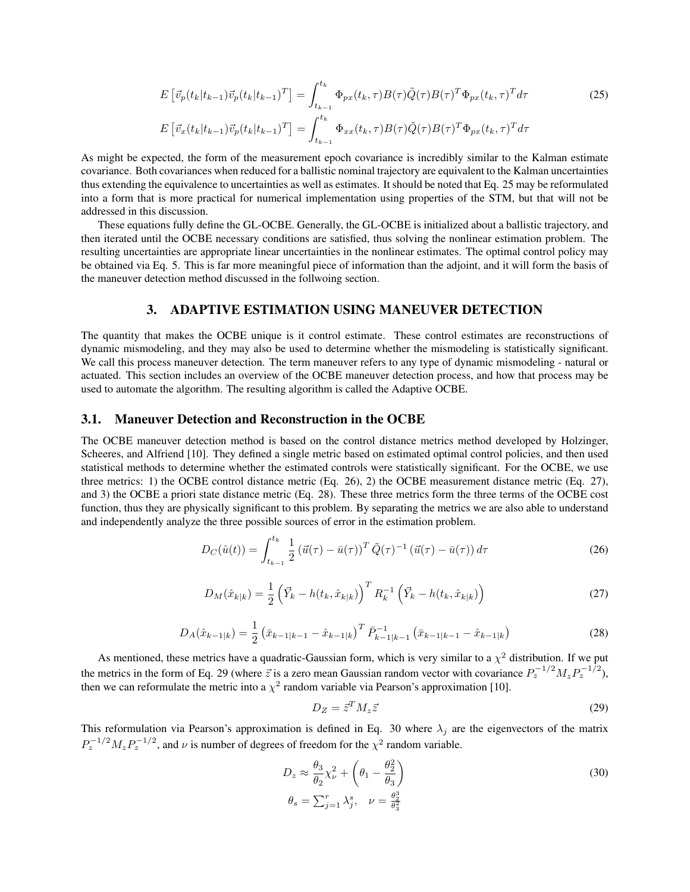$$E\left[\vec{v}_p(t_k|t_{k-1})\vec{v}_p(t_k|t_{k-1})^T\right] = \int_{t_{k-1}}^{t_k} \Phi_{px}(t_k,\tau)B(\tau)\tilde{Q}(\tau)B(\tau)^T\Phi_{px}(t_k,\tau)^T d\tau \tag{25}$$

$$E\left[\vec{v}_x(t_k|t_{k-1})\vec{v}_p(t_k|t_{k-1})^T\right] = \int_{t_{k-1}}^{t_k} \Phi_{xx}(t_k,\tau)B(\tau)\tilde{Q}(\tau)B(\tau)^T\Phi_{px}(t_k,\tau)^T d\tau$$

As might be expected, the form of the measurement epoch covariance is incredibly similar to the Kalman estimate covariance. Both covariances when reduced for a ballistic nominal trajectory are equivalent to the Kalman uncertainties thus extending the equivalence to uncertainties as well as estimates. It should be noted that Eq. 25 may be reformulated into a form that is more practical for numerical implementation using properties of the STM, but that will not be addressed in this discussion.

These equations fully define the GL-OCBE. Generally, the GL-OCBE is initialized about a ballistic trajectory, and then iterated until the OCBE necessary conditions are satisfied, thus solving the nonlinear estimation problem. The resulting uncertainties are appropriate linear uncertainties in the nonlinear estimates. The optimal control policy may be obtained via Eq. 5. This is far more meaningful piece of information than the adjoint, and it will form the basis of the maneuver detection method discussed in the follwoing section.

## 3. ADAPTIVE ESTIMATION USING MANEUVER DETECTION

The quantity that makes the OCBE unique is it control estimate. These control estimates are reconstructions of dynamic mismodeling, and they may also be used to determine whether the mismodeling is statistically significant. We call this process maneuver detection. The term maneuver refers to any type of dynamic mismodeling - natural or actuated. This section includes an overview of the OCBE maneuver detection process, and how that process may be used to automate the algorithm. The resulting algorithm is called the Adaptive OCBE.

### 3.1. Maneuver Detection and Reconstruction in the OCBE

The OCBE maneuver detection method is based on the control distance metrics method developed by Holzinger, Scheeres, and Alfriend [10]. They defined a single metric based on estimated optimal control policies, and then used statistical methods to determine whether the estimated controls were statistically significant. For the OCBE, we use three metrics: 1) the OCBE control distance metric (Eq. 26), 2) the OCBE measurement distance metric (Eq. 27), and 3) the OCBE a priori state distance metric (Eq. 28). These three metrics form the three terms of the OCBE cost function, thus they are physically significant to this problem. By separating the metrics we are also able to understand and independently analyze the three possible sources of error in the estimation problem.

$$D_C(\hat{u}(t)) = \int_{t_{k-1}}^{t_k} \frac{1}{2}\left(\vec{u}(\tau) - \bar{u}(\tau)\right)^T \tilde{Q}(\tau)^{-1}\left(\vec{u}(\tau) - \bar{u}(\tau)\right) d\tau \tag{26}$$

$$D_M(\hat{x}_{k|k}) = \frac{1}{2}\left(\vec{Y}_k - h(t_k,\hat{x}_{k|k})\right)^T R_k^{-1}\left(\vec{Y}_k - h(t_k,\hat{x}_{k|k})\right) \tag{27}$$

$$D_A(\hat{x}_{k-1|k}) = \frac{1}{2}\left(\bar{x}_{k-1|k-1} - \hat{x}_{k-1|k}\right)^T \bar{P}_{k-1|k-1}^{-1}\left(\bar{x}_{k-1|k-1} - \hat{x}_{k-1|k}\right) \tag{28}$$

As mentioned, these metrics have a quadratic-Gaussian form, which is very similar to a $\chi^2$ distribution. If we put the metrics in the form of Eq. 29 (where $\vec{z}$ is a zero mean Gaussian random vector with covariance $P_z^{-1/2}M_zP_z^{-1/2}$), then we can reformulate the metric into a $\chi^2$ random variable via Pearson's approximation [10].

$$D_Z = \vec{z}^T M_z \vec{z} \tag{29}$$

This reformulation via Pearson's approximation is defined in Eq. 30 where $\lambda_j$ are the eigenvectors of the matrix $P_z^{-1/2}M_zP_z^{-1/2}$, and $\nu$ is number of degrees of freedom for the $\chi^2$ random variable.

$$D_z \approx \frac{\theta_3}{\theta_2}\chi^2_\nu + \left(\theta_1 - \frac{\theta_2^2}{\theta_3}\right) \tag{30}$$

$$\theta_s = \sum_{j=1}^{r}\lambda_j^s, \quad \nu = \frac{\theta_2^3}{\theta_3^2}$$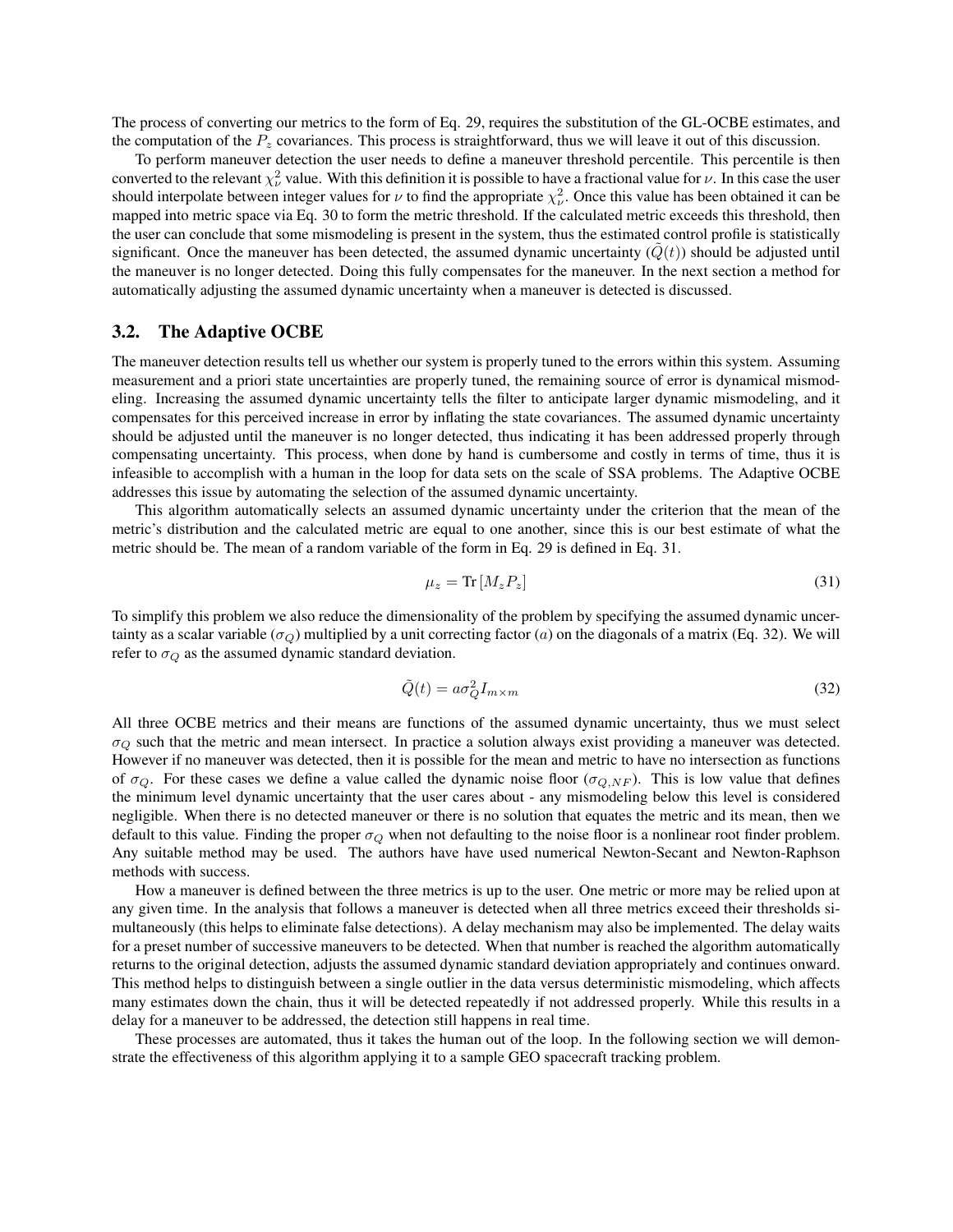The process of converting our metrics to the form of Eq. 29, requires the substitution of the GL-OCBE estimates, and the computation of the $P_z$ covariances. This process is straightforward, thus we will leave it out of this discussion.

To perform maneuver detection the user needs to define a maneuver threshold percentile. This percentile is then converted to the relevant $\chi^2_\nu$ value. With this definition it is possible to have a fractional value for $\nu$. In this case the user should interpolate between integer values for $\nu$ to find the appropriate $\chi^2_\nu$. Once this value has been obtained it can be mapped into metric space via Eq. 30 to form the metric threshold. If the calculated metric exceeds this threshold, then the user can conclude that some mismodeling is present in the system, thus the estimated control profile is statistically significant. Once the maneuver has been detected, the assumed dynamic uncertainty ($\tilde{Q}(t)$) should be adjusted until the maneuver is no longer detected. Doing this fully compensates for the maneuver. In the next section a method for automatically adjusting the assumed dynamic uncertainty when a maneuver is detected is discussed.

## 3.2. The Adaptive OCBE

The maneuver detection results tell us whether our system is properly tuned to the errors within this system. Assuming measurement and a priori state uncertainties are properly tuned, the remaining source of error is dynamical mismodeling. Increasing the assumed dynamic uncertainty tells the filter to anticipate larger dynamic mismodeling, and it compensates for this perceived increase in error by inflating the state covariances. The assumed dynamic uncertainty should be adjusted until the maneuver is no longer detected, thus indicating it has been addressed properly through compensating uncertainty. This process, when done by hand is cumbersome and costly in terms of time, thus it is infeasible to accomplish with a human in the loop for data sets on the scale of SSA problems. The Adaptive OCBE addresses this issue by automating the selection of the assumed dynamic uncertainty.

This algorithm automatically selects an assumed dynamic uncertainty under the criterion that the mean of the metric's distribution and the calculated metric are equal to one another, since this is our best estimate of what the metric should be. The mean of a random variable of the form in Eq. 29 is defined in Eq. 31.

$$\mu_z = \mathrm{Tr}\left[M_z P_z\right] \tag{31}$$

To simplify this problem we also reduce the dimensionality of the problem by specifying the assumed dynamic uncertainty as a scalar variable ($\sigma_Q$) multiplied by a unit correcting factor ($a$) on the diagonals of a matrix (Eq. 32). We will refer to $\sigma_Q$ as the assumed dynamic standard deviation.

$$\tilde{Q}(t) = a\sigma_Q^2 I_{m\times m} \tag{32}$$

All three OCBE metrics and their means are functions of the assumed dynamic uncertainty, thus we must select $\sigma_Q$ such that the metric and mean intersect. In practice a solution always exist providing a maneuver was detected. However if no maneuver was detected, then it is possible for the mean and metric to have no intersection as functions of $\sigma_Q$. For these cases we define a value called the dynamic noise floor ($\sigma_{Q,NF}$). This is low value that defines the minimum level dynamic uncertainty that the user cares about - any mismodeling below this level is considered negligible. When there is no detected maneuver or there is no solution that equates the metric and its mean, then we default to this value. Finding the proper $\sigma_Q$ when not defaulting to the noise floor is a nonlinear root finder problem. Any suitable method may be used. The authors have have used numerical Newton-Secant and Newton-Raphson methods with success.

How a maneuver is defined between the three metrics is up to the user. One metric or more may be relied upon at any given time. In the analysis that follows a maneuver is detected when all three metrics exceed their thresholds simultaneously (this helps to eliminate false detections). A delay mechanism may also be implemented. The delay waits for a preset number of successive maneuvers to be detected. When that number is reached the algorithm automatically returns to the original detection, adjusts the assumed dynamic standard deviation appropriately and continues onward. This method helps to distinguish between a single outlier in the data versus deterministic mismodeling, which affects many estimates down the chain, thus it will be detected repeatedly if not addressed properly. While this results in a delay for a maneuver to be addressed, the detection still happens in real time.

These processes are automated, thus it takes the human out of the loop. In the following section we will demonstrate the effectiveness of this algorithm applying it to a sample GEO spacecraft tracking problem.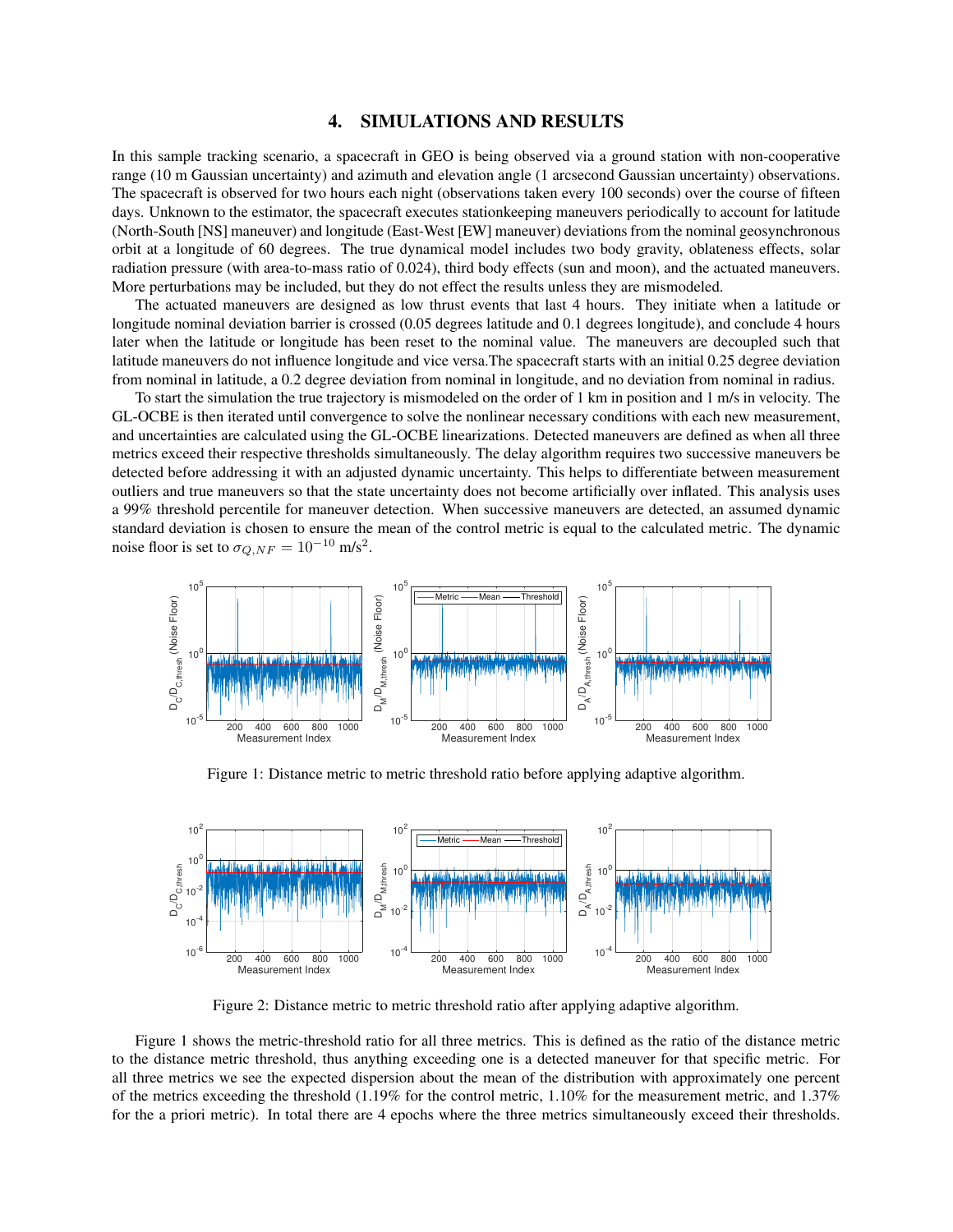## 4. SIMULATIONS AND RESULTS

In this sample tracking scenario, a spacecraft in GEO is being observed via a ground station with non-cooperative range (10 m Gaussian uncertainty) and azimuth and elevation angle (1 arcsecond Gaussian uncertainty) observations. The spacecraft is observed for two hours each night (observations taken every 100 seconds) over the course of fifteen days. Unknown to the estimator, the spacecraft executes stationkeeping maneuvers periodically to account for latitude (North-South [NS] maneuver) and longitude (East-West [EW] maneuver) deviations from the nominal geosynchronous orbit at a longitude of 60 degrees. The true dynamical model includes two body gravity, oblateness effects, solar radiation pressure (with area-to-mass ratio of 0.024), third body effects (sun and moon), and the actuated maneuvers. More perturbations may be included, but they do not effect the results unless they are mismodeled.

The actuated maneuvers are designed as low thrust events that last 4 hours. They initiate when a latitude or longitude nominal deviation barrier is crossed (0.05 degrees latitude and 0.1 degrees longitude), and conclude 4 hours later when the latitude or longitude has been reset to the nominal value. The maneuvers are decoupled such that latitude maneuvers do not influence longitude and vice versa.The spacecraft starts with an initial 0.25 degree deviation from nominal in latitude, a 0.2 degree deviation from nominal in longitude, and no deviation from nominal in radius.

To start the simulation the true trajectory is mismodeled on the order of 1 km in position and 1 m/s in velocity. The GL-OCBE is then iterated until convergence to solve the nonlinear necessary conditions with each new measurement, and uncertainties are calculated using the GL-OCBE linearizations. Detected maneuvers are defined as when all three metrics exceed their respective thresholds simultaneously. The delay algorithm requires two successive maneuvers be detected before addressing it with an adjusted dynamic uncertainty. This helps to differentiate between measurement outliers and true maneuvers so that the state uncertainty does not become artificially over inflated. This analysis uses a 99% threshold percentile for maneuver detection. When successive maneuvers are detected, an assumed dynamic standard deviation is chosen to ensure the mean of the control metric is equal to the calculated metric. The dynamic noise floor is set to $\sigma_{Q,NF} = 10^{-10}$ m/s$^2$.

Figure 1: Distance metric to metric threshold ratio before applying adaptive algorithm.

Figure 2: Distance metric to metric threshold ratio after applying adaptive algorithm.

Figure 1 shows the metric-threshold ratio for all three metrics. This is defined as the ratio of the distance metric to the distance metric threshold, thus anything exceeding one is a detected maneuver for that specific metric. For all three metrics we see the expected dispersion about the mean of the distribution with approximately one percent of the metrics exceeding the threshold (1.19% for the control metric, 1.10% for the measurement metric, and 1.37% for the a priori metric). In total there are 4 epochs where the three metrics simultaneously exceed their thresholds.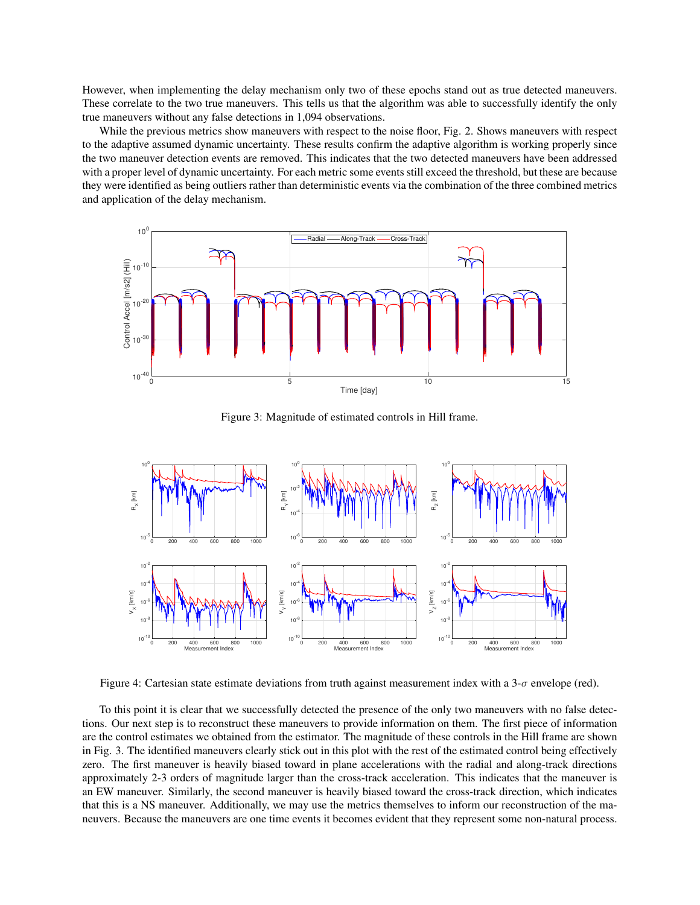However, when implementing the delay mechanism only two of these epochs stand out as true detected maneuvers. These correlate to the two true maneuvers. This tells us that the algorithm was able to successfully identify the only true maneuvers without any false detections in 1,094 observations.

While the previous metrics show maneuvers with respect to the noise floor, Fig. 2. Shows maneuvers with respect to the adaptive assumed dynamic uncertainty. These results confirm the adaptive algorithm is working properly since the two maneuver detection events are removed. This indicates that the two detected maneuvers have been addressed with a proper level of dynamic uncertainty. For each metric some events still exceed the threshold, but these are because they were identified as being outliers rather than deterministic events via the combination of the three combined metrics and application of the delay mechanism.

Figure 3: Magnitude of estimated controls in Hill frame.

Figure 4: Cartesian state estimate deviations from truth against measurement index with a 3-$\sigma$ envelope (red).

To this point it is clear that we successfully detected the presence of the only two maneuvers with no false detections. Our next step is to reconstruct these maneuvers to provide information on them. The first piece of information are the control estimates we obtained from the estimator. The magnitude of these controls in the Hill frame are shown in Fig. 3. The identified maneuvers clearly stick out in this plot with the rest of the estimated control being effectively zero. The first maneuver is heavily biased toward in plane accelerations with the radial and along-track directions approximately 2-3 orders of magnitude larger than the cross-track acceleration. This indicates that the maneuver is an EW maneuver. Similarly, the second maneuver is heavily biased toward the cross-track direction, which indicates that this is a NS maneuver. Additionally, we may use the metrics themselves to inform our reconstruction of the maneuvers. Because the maneuvers are one time events it becomes evident that they represent some non-natural process.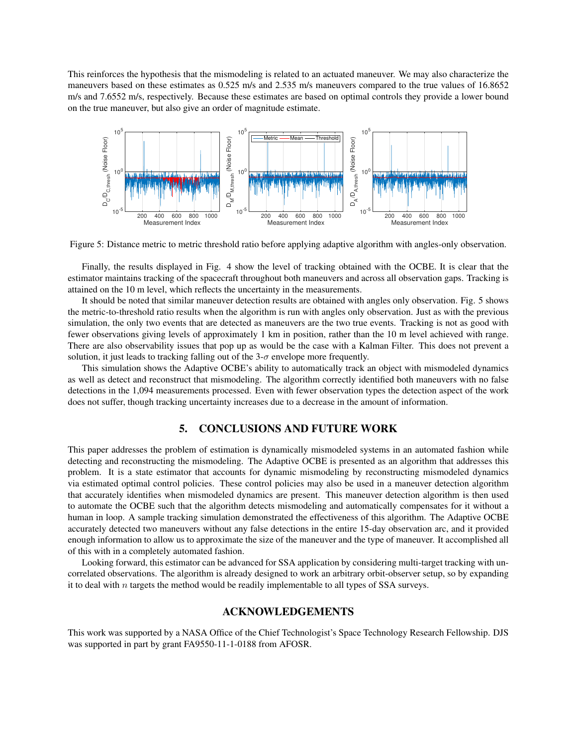This reinforces the hypothesis that the mismodeling is related to an actuated maneuver. We may also characterize the maneuvers based on these estimates as 0.525 m/s and 2.535 m/s maneuvers compared to the true values of 16.8652 m/s and 7.6552 m/s, respectively. Because these estimates are based on optimal controls they provide a lower bound on the true maneuver, but also give an order of magnitude estimate.

Figure 5: Distance metric to metric threshold ratio before applying adaptive algorithm with angles-only observation.

Finally, the results displayed in Fig. 4 show the level of tracking obtained with the OCBE. It is clear that the estimator maintains tracking of the spacecraft throughout both maneuvers and across all observation gaps. Tracking is attained on the 10 m level, which reflects the uncertainty in the measurements.

It should be noted that similar maneuver detection results are obtained with angles only observation. Fig. 5 shows the metric-to-threshold ratio results when the algorithm is run with angles only observation. Just as with the previous simulation, the only two events that are detected as maneuvers are the two true events. Tracking is not as good with fewer observations giving levels of approximately 1 km in position, rather than the 10 m level achieved with range. There are also observability issues that pop up as would be the case with a Kalman Filter. This does not prevent a solution, it just leads to tracking falling out of the 3-$\sigma$ envelope more frequently.

This simulation shows the Adaptive OCBE's ability to automatically track an object with mismodeled dynamics as well as detect and reconstruct that mismodeling. The algorithm correctly identified both maneuvers with no false detections in the 1,094 measurements processed. Even with fewer observation types the detection aspect of the work does not suffer, though tracking uncertainty increases due to a decrease in the amount of information.

## 5. CONCLUSIONS AND FUTURE WORK

This paper addresses the problem of estimation is dynamically mismodeled systems in an automated fashion while detecting and reconstructing the mismodeling. The Adaptive OCBE is presented as an algorithm that addresses this problem. It is a state estimator that accounts for dynamic mismodeling by reconstructing mismodeled dynamics via estimated optimal control policies. These control policies may also be used in a maneuver detection algorithm that accurately identifies when mismodeled dynamics are present. This maneuver detection algorithm is then used to automate the OCBE such that the algorithm detects mismodeling and automatically compensates for it without a human in loop. A sample tracking simulation demonstrated the effectiveness of this algorithm. The Adaptive OCBE accurately detected two maneuvers without any false detections in the entire 15-day observation arc, and it provided enough information to allow us to approximate the size of the maneuver and the type of maneuver. It accomplished all of this with in a completely automated fashion.

Looking forward, this estimator can be advanced for SSA application by considering multi-target tracking with uncorrelated observations. The algorithm is already designed to work an arbitrary orbit-observer setup, so by expanding it to deal with $n$ targets the method would be readily implementable to all types of SSA surveys.

## ACKNOWLEDGEMENTS

This work was supported by a NASA Office of the Chief Technologist's Space Technology Research Fellowship. DJS was supported in part by grant FA9550-11-1-0188 from AFOSR.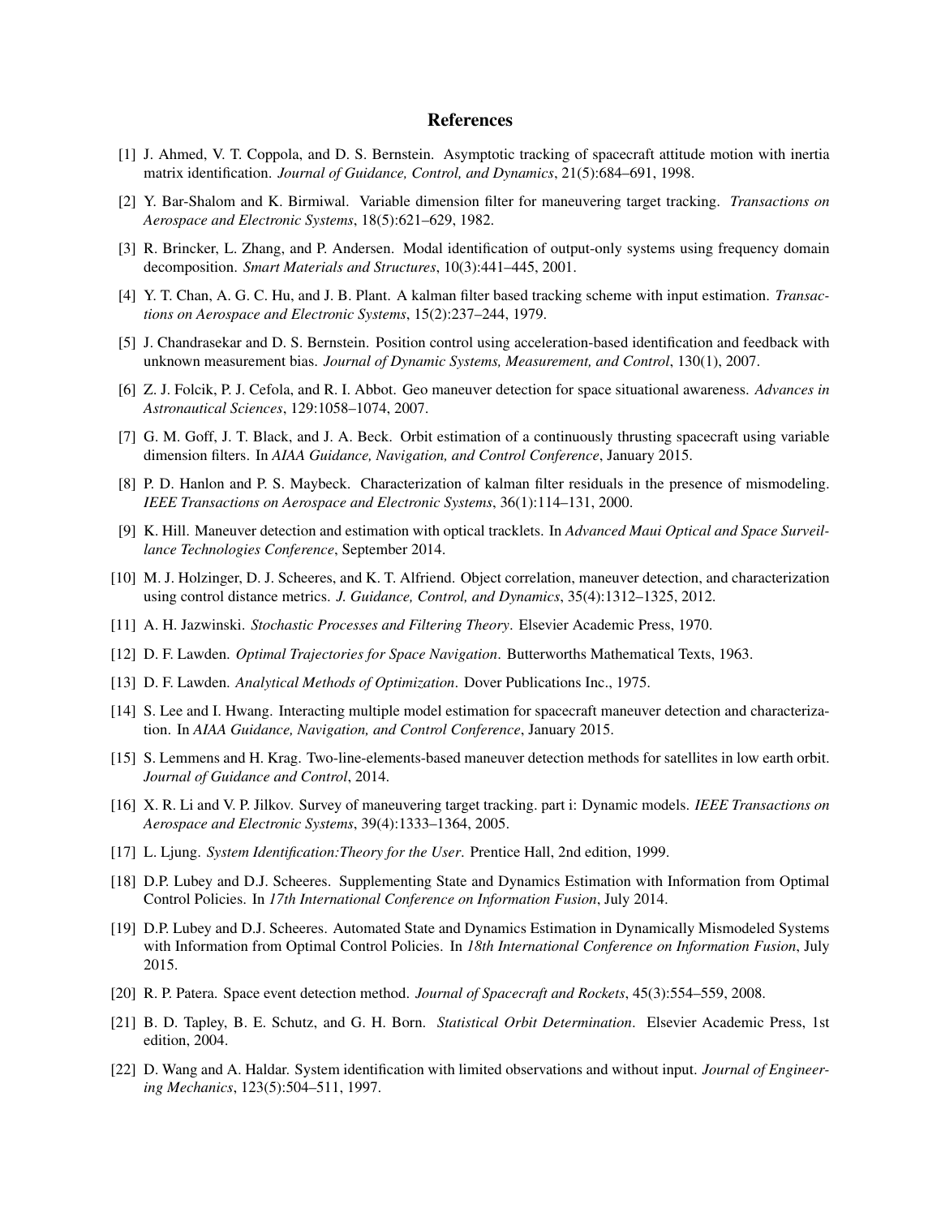# References

[1] J. Ahmed, V. T. Coppola, and D. S. Bernstein. Asymptotic tracking of spacecraft attitude motion with inertia matrix identification. *Journal of Guidance, Control, and Dynamics*, 21(5):684–691, 1998.

[2] Y. Bar-Shalom and K. Birmiwal. Variable dimension filter for maneuvering target tracking. *Transactions on Aerospace and Electronic Systems*, 18(5):621–629, 1982.

[3] R. Brincker, L. Zhang, and P. Andersen. Modal identification of output-only systems using frequency domain decomposition. *Smart Materials and Structures*, 10(3):441–445, 2001.

[4] Y. T. Chan, A. G. C. Hu, and J. B. Plant. A kalman filter based tracking scheme with input estimation. *Transactions on Aerospace and Electronic Systems*, 15(2):237–244, 1979.

[5] J. Chandrasekar and D. S. Bernstein. Position control using acceleration-based identification and feedback with unknown measurement bias. *Journal of Dynamic Systems, Measurement, and Control*, 130(1), 2007.

[6] Z. J. Folcik, P. J. Cefola, and R. I. Abbot. Geo maneuver detection for space situational awareness. *Advances in Astronautical Sciences*, 129:1058–1074, 2007.

[7] G. M. Goff, J. T. Black, and J. A. Beck. Orbit estimation of a continuously thrusting spacecraft using variable dimension filters. In *AIAA Guidance, Navigation, and Control Conference*, January 2015.

[8] P. D. Hanlon and P. S. Maybeck. Characterization of kalman filter residuals in the presence of mismodeling. *IEEE Transactions on Aerospace and Electronic Systems*, 36(1):114–131, 2000.

[9] K. Hill. Maneuver detection and estimation with optical tracklets. In *Advanced Maui Optical and Space Surveillance Technologies Conference*, September 2014.

[10] M. J. Holzinger, D. J. Scheeres, and K. T. Alfriend. Object correlation, maneuver detection, and characterization using control distance metrics. *J. Guidance, Control, and Dynamics*, 35(4):1312–1325, 2012.

[11] A. H. Jazwinski. *Stochastic Processes and Filtering Theory*. Elsevier Academic Press, 1970.

[12] D. F. Lawden. *Optimal Trajectories for Space Navigation*. Butterworths Mathematical Texts, 1963.

[13] D. F. Lawden. *Analytical Methods of Optimization*. Dover Publications Inc., 1975.

[14] S. Lee and I. Hwang. Interacting multiple model estimation for spacecraft maneuver detection and characterization. In *AIAA Guidance, Navigation, and Control Conference*, January 2015.

[15] S. Lemmens and H. Krag. Two-line-elements-based maneuver detection methods for satellites in low earth orbit. *Journal of Guidance and Control*, 2014.

[16] X. R. Li and V. P. Jilkov. Survey of maneuvering target tracking. part i: Dynamic models. *IEEE Transactions on Aerospace and Electronic Systems*, 39(4):1333–1364, 2005.

[17] L. Ljung. *System Identification:Theory for the User*. Prentice Hall, 2nd edition, 1999.

[18] D.P. Lubey and D.J. Scheeres. Supplementing State and Dynamics Estimation with Information from Optimal Control Policies. In *17th International Conference on Information Fusion*, July 2014.

[19] D.P. Lubey and D.J. Scheeres. Automated State and Dynamics Estimation in Dynamically Mismodeled Systems with Information from Optimal Control Policies. In *18th International Conference on Information Fusion*, July 2015.

[20] R. P. Patera. Space event detection method. *Journal of Spacecraft and Rockets*, 45(3):554–559, 2008.

[21] B. D. Tapley, B. E. Schutz, and G. H. Born. *Statistical Orbit Determination*. Elsevier Academic Press, 1st edition, 2004.

[22] D. Wang and A. Haldar. System identification with limited observations and without input. *Journal of Engineering Mechanics*, 123(5):504–511, 1997.